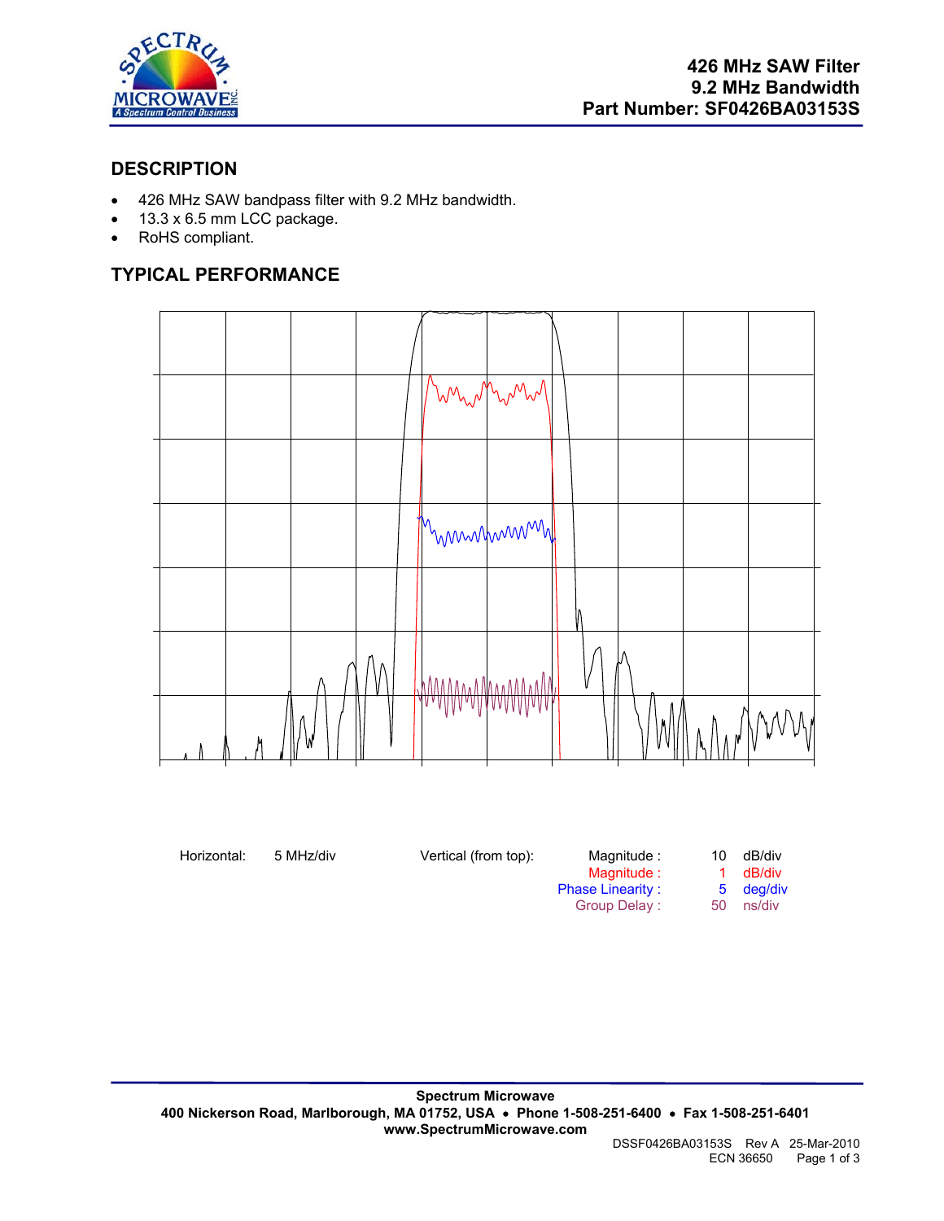# 426 MHz SAW Filter
## 9.2 MHz Bandwidth
## Part Number: SF0426BA03153S

## DESCRIPTION

- 426 MHz SAW bandpass filter with 9.2 MHz bandwidth.
- 13.3 x 6.5 mm LCC package.
- RoHS compliant.

## TYPICAL PERFORMANCE

| Horizontal: | 5 MHz/div | Vertical (from top): | Magnitude : | 10 | dB/div |
|---|---|---|---|---|---|
| | | | Magnitude : | 1 | dB/div |
| | | | Phase Linearity : | 5 | deg/div |
| | | | Group Delay : | 50 | ns/div |

**Spectrum Microwave**
**400 Nickerson Road, Marlborough, MA 01752, USA • Phone 1-508-251-6400 • Fax 1-508-251-6401**
**www.SpectrumMicrowave.com**

DSSF0426BA03153S Rev A 25-Mar-2010
ECN 36650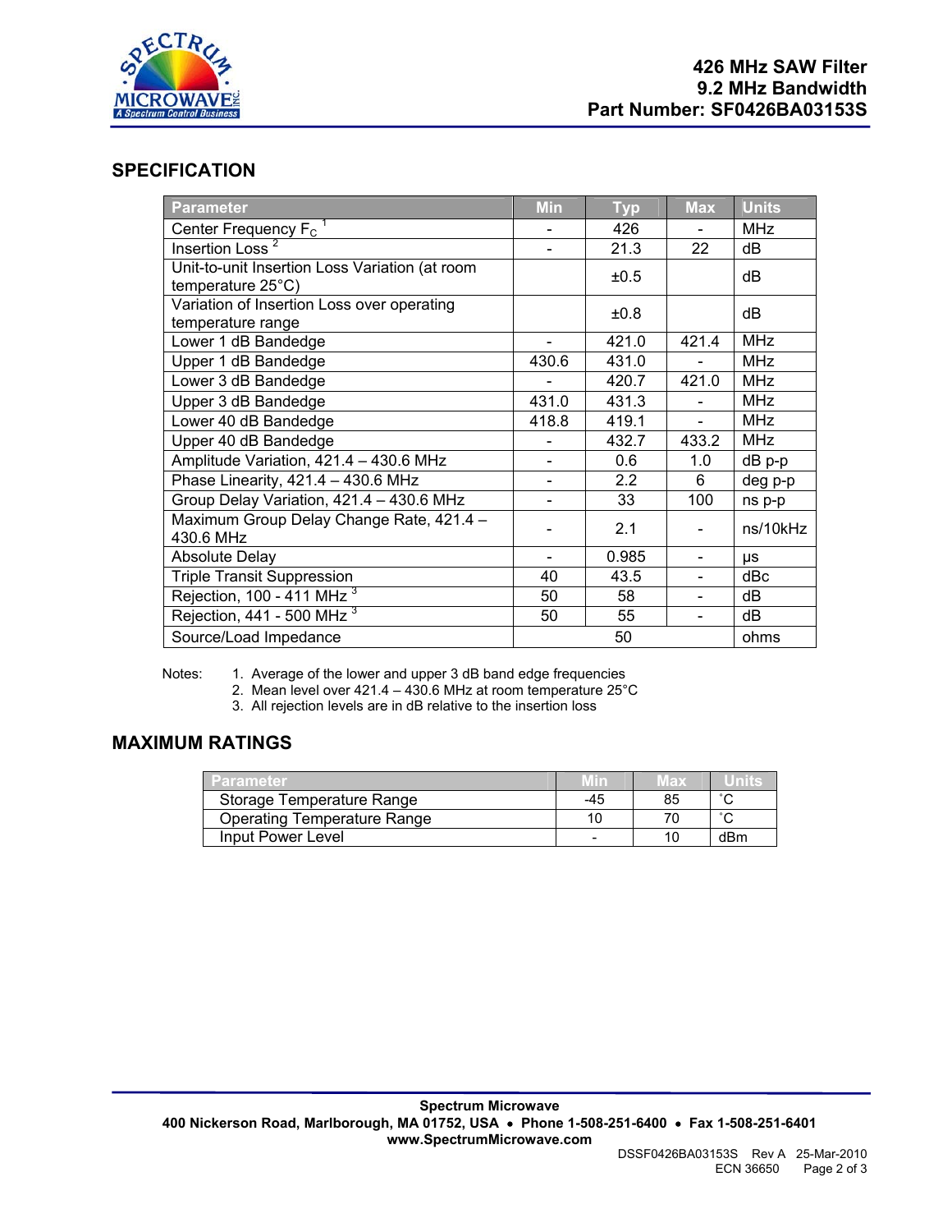**426 MHz SAW Filter**
**9.2 MHz Bandwidth**
**Part Number: SF0426BA03153S**

## SPECIFICATION

| Parameter | Min | Typ | Max | Units |
|---|---|---|---|---|
| Center Frequency $F_C$ [1] | - | 426 | - | MHz |
| Insertion Loss [2] | - | 21.3 | 22 | dB |
| Unit-to-unit Insertion Loss Variation (at room temperature 25°C) | | ±0.5 | | dB |
| Variation of Insertion Loss over operating temperature range | | ±0.8 | | dB |
| Lower 1 dB Bandedge | - | 421.0 | 421.4 | MHz |
| Upper 1 dB Bandedge | 430.6 | 431.0 | - | MHz |
| Lower 3 dB Bandedge | - | 420.7 | 421.0 | MHz |
| Upper 3 dB Bandedge | 431.0 | 431.3 | - | MHz |
| Lower 40 dB Bandedge | 418.8 | 419.1 | - | MHz |
| Upper 40 dB Bandedge | - | 432.7 | 433.2 | MHz |
| Amplitude Variation, 421.4 – 430.6 MHz | - | 0.6 | 1.0 | dB p-p |
| Phase Linearity, 421.4 – 430.6 MHz | - | 2.2 | 6 | deg p-p |
| Group Delay Variation, 421.4 – 430.6 MHz | - | 33 | 100 | ns p-p |
| Maximum Group Delay Change Rate, 421.4 – 430.6 MHz | - | 2.1 | - | ns/10kHz |
| Absolute Delay | - | 0.985 | - | μs |
| Triple Transit Suppression | 40 | 43.5 | - | dBc |
| Rejection, 100 - 411 MHz [3] | 50 | 58 | - | dB |
| Rejection, 441 - 500 MHz [3] | 50 | 55 | - | dB |
| Source/Load Impedance | | 50 | | ohms |

Notes:
1. Average of the lower and upper 3 dB band edge frequencies
2. Mean level over 421.4 – 430.6 MHz at room temperature 25°C
3. All rejection levels are in dB relative to the insertion loss

## MAXIMUM RATINGS

| Parameter | Min | Max | Units |
|---|---|---|---|
| Storage Temperature Range | -45 | 85 | ˚C |
| Operating Temperature Range | 10 | 70 | ˚C |
| Input Power Level | - | 10 | dBm |

**Spectrum Microwave**
**400 Nickerson Road, Marlborough, MA 01752, USA • Phone 1-508-251-6400 • Fax 1-508-251-6401**
**www.SpectrumMicrowave.com**

DSSF0426BA03153S Rev A 25-Mar-2010
ECN 36650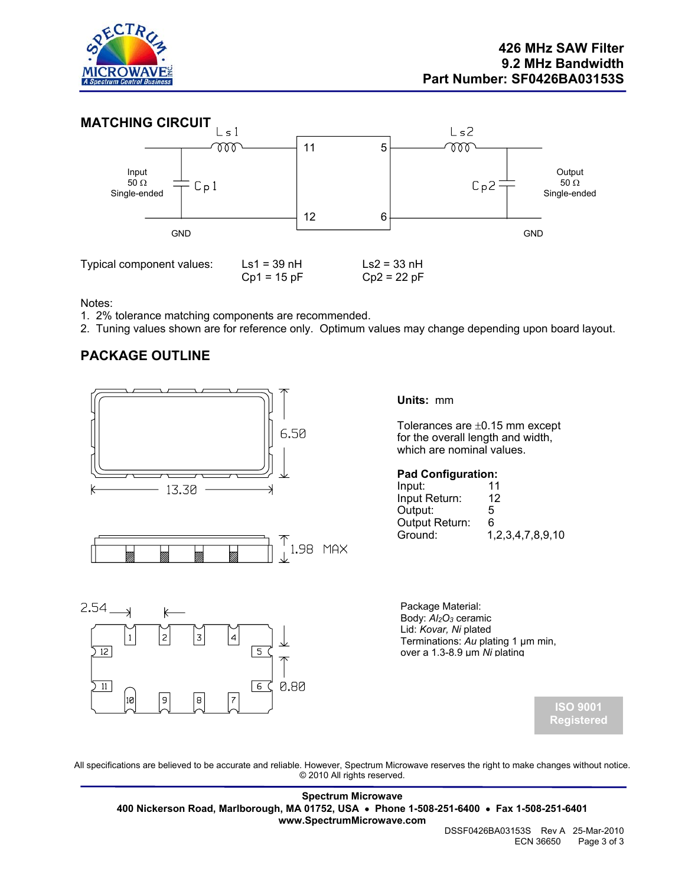426 MHz SAW Filter
9.2 MHz Bandwidth
Part Number: SF0426BA03153S

## MATCHING CIRCUIT

Ls1
Ls2
11
5
12
6
Input
50 Ω
Single-ended
Cp1
Cp2
Output
50 Ω
Single-ended
GND
GND

| | | |
|---|---|---|
| Typical component values: | Ls1 = 39 nH | Ls2 = 33 nH |
| | Cp1 = 15 pF | Cp2 = 22 pF |

Notes:

1. 2% tolerance matching components are recommended.
2. Tuning values shown are for reference only. Optimum values may change depending upon board layout.

## PACKAGE OUTLINE

6.50
13.30
1.98 MAX
2.54
0.80
1 2 3 4
12 5
11 6
10 9 8 7

**Units:** mm

Tolerances are ±0.15 mm except for the overall length and width, which are nominal values.

**Pad Configuration:**

| | |
|---|---|
| Input: | 11 |
| Input Return: | 12 |
| Output: | 5 |
| Output Return: | 6 |
| Ground: | 1,2,3,4,7,8,9,10 |

Package Material:
Body: *$Al_2O_3$* ceramic
Lid: *Kovar, Ni* plated
Terminations: *Au* plating 1 µm min, over a 1.3-8.9 µm *Ni* plating

ISO 9001 Registered

All specifications are believed to be accurate and reliable. However, Spectrum Microwave reserves the right to make changes without notice.
© 2010 All rights reserved.

**Spectrum Microwave**
**400 Nickerson Road, Marlborough, MA 01752, USA • Phone 1-508-251-6400 • Fax 1-508-251-6401**
**www.SpectrumMicrowave.com**

DSSF0426BA03153S Rev A 25-Mar-2010
ECN 36650